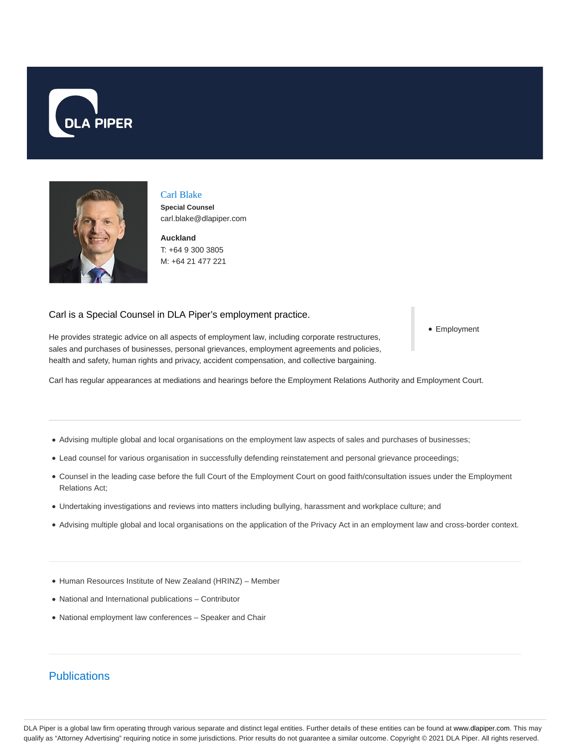# Carl Blake

**Special Counsel**
carl.blake@dlapiper.com

**Auckland**
T: +64 9 300 3805
M: +64 21 477 221

Carl is a Special Counsel in DLA Piper's employment practice.

He provides strategic advice on all aspects of employment law, including corporate restructures, sales and purchases of businesses, personal grievances, employment agreements and policies, health and safety, human rights and privacy, accident compensation, and collective bargaining.

Carl has regular appearances at mediations and hearings before the Employment Relations Authority and Employment Court.

- Employment

---

- Advising multiple global and local organisations on the employment law aspects of sales and purchases of businesses;
- Lead counsel for various organisation in successfully defending reinstatement and personal grievance proceedings;
- Counsel in the leading case before the full Court of the Employment Court on good faith/consultation issues under the Employment Relations Act;
- Undertaking investigations and reviews into matters including bullying, harassment and workplace culture; and
- Advising multiple global and local organisations on the application of the Privacy Act in an employment law and cross-border context.

---

- Human Resources Institute of New Zealand (HRINZ) – Member
- National and International publications – Contributor
- National employment law conferences – Speaker and Chair

---

## Publications

DLA Piper is a global law firm operating through various separate and distinct legal entities. Further details of these entities can be found at www.dlapiper.com. This may qualify as "Attorney Advertising" requiring notice in some jurisdictions. Prior results do not guarantee a similar outcome. Copyright © 2021 DLA Piper. All rights reserved.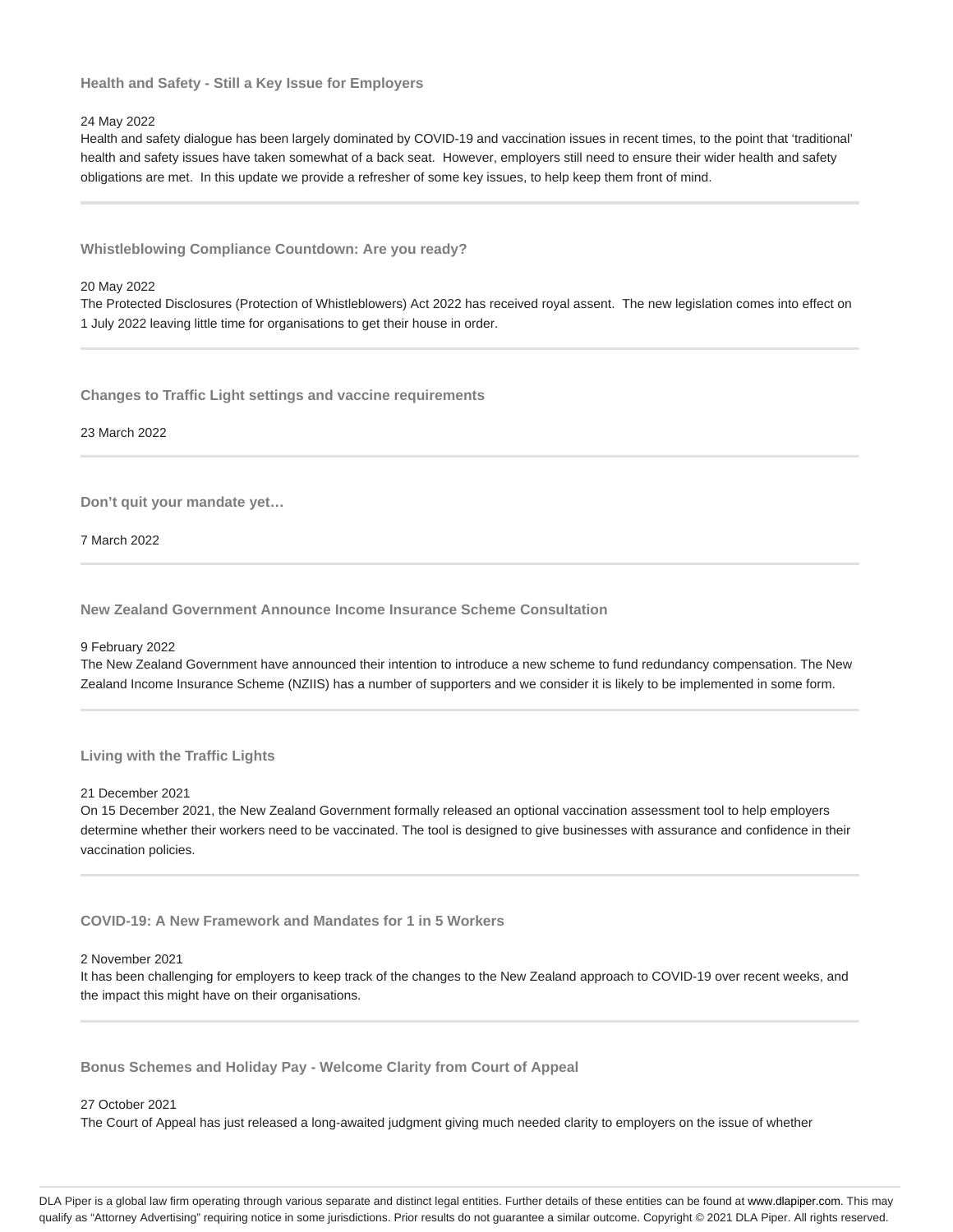### Health and Safety - Still a Key Issue for Employers

24 May 2022

Health and safety dialogue has been largely dominated by COVID-19 and vaccination issues in recent times, to the point that 'traditional' health and safety issues have taken somewhat of a back seat. However, employers still need to ensure their wider health and safety obligations are met. In this update we provide a refresher of some key issues, to help keep them front of mind.

---

### Whistleblowing Compliance Countdown: Are you ready?

20 May 2022

The Protected Disclosures (Protection of Whistleblowers) Act 2022 has received royal assent. The new legislation comes into effect on 1 July 2022 leaving little time for organisations to get their house in order.

---

### Changes to Traffic Light settings and vaccine requirements

23 March 2022

---

### Don't quit your mandate yet…

7 March 2022

---

### New Zealand Government Announce Income Insurance Scheme Consultation

9 February 2022

The New Zealand Government have announced their intention to introduce a new scheme to fund redundancy compensation. The New Zealand Income Insurance Scheme (NZIIS) has a number of supporters and we consider it is likely to be implemented in some form.

---

### Living with the Traffic Lights

21 December 2021

On 15 December 2021, the New Zealand Government formally released an optional vaccination assessment tool to help employers determine whether their workers need to be vaccinated. The tool is designed to give businesses with assurance and confidence in their vaccination policies.

---

### COVID-19: A New Framework and Mandates for 1 in 5 Workers

2 November 2021

It has been challenging for employers to keep track of the changes to the New Zealand approach to COVID-19 over recent weeks, and the impact this might have on their organisations.

---

### Bonus Schemes and Holiday Pay - Welcome Clarity from Court of Appeal

27 October 2021

The Court of Appeal has just released a long-awaited judgment giving much needed clarity to employers on the issue of whether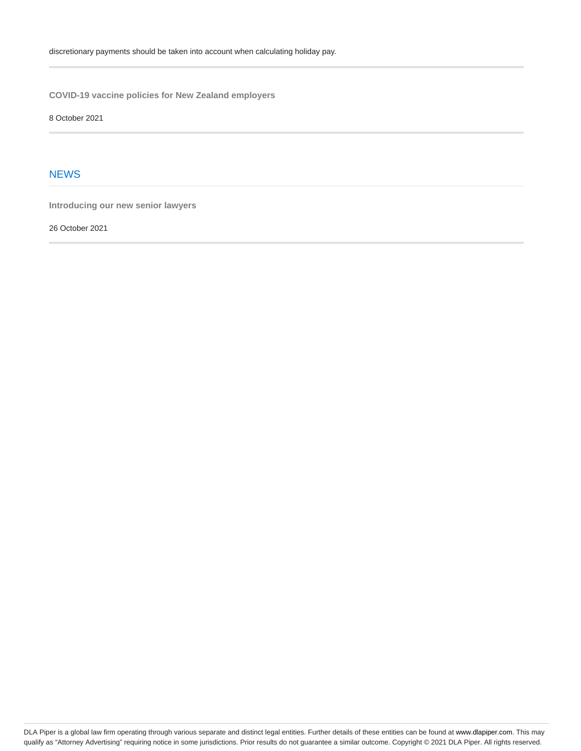discretionary payments should be taken into account when calculating holiday pay.

**COVID-19 vaccine policies for New Zealand employers**

8 October 2021

## NEWS

**Introducing our new senior lawyers**

26 October 2021

DLA Piper is a global law firm operating through various separate and distinct legal entities. Further details of these entities can be found at www.dlapiper.com. This may qualify as "Attorney Advertising" requiring notice in some jurisdictions. Prior results do not guarantee a similar outcome. Copyright © 2021 DLA Piper. All rights reserved.